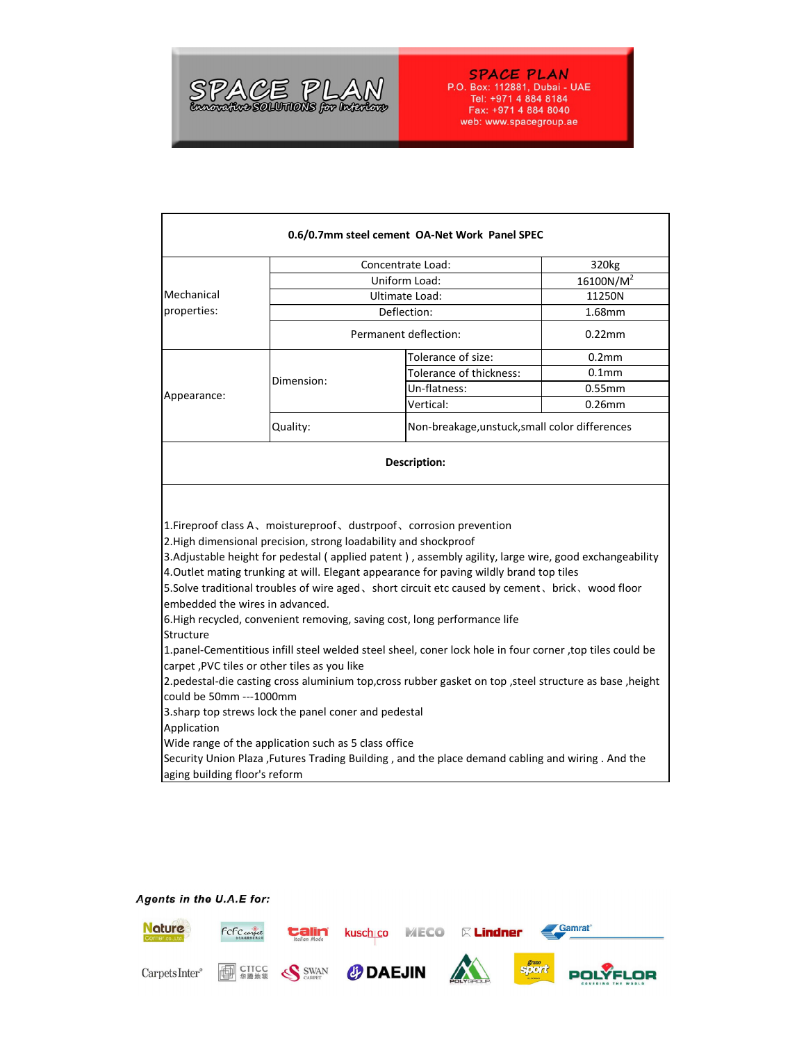SPACE PLAN
innovative SOLUTIONS for Interiors

SPACE PLAN
P.O. Box: 112881, Dubai - UAE
Tel: +971 4 884 8184
Fax: +971 4 884 8040
web: www.spacegroup.ae

## 0.6/0.7mm steel cement OA-Net Work Panel SPEC

| | | | |
|---|---|---|---|
| Mechanical properties: | Concentrate Load: | | 320kg |
| | Uniform Load: | | 16100N/M$^2$ |
| | Ultimate Load: | | 11250N |
| | Deflection: | | 1.68mm |
| | Permanent deflection: | | 0.22mm |
| Appearance: | Dimension: | Tolerance of size: | 0.2mm |
| | | Tolerance of thickness: | 0.1mm |
| | | Un-flatness: | 0.55mm |
| | | Vertical: | 0.26mm |
| | Quality: | Non-breakage,unstuck,small color differences | |

**Description:**

1.Fireproof class A、moistureproof、dustrpoof、corrosion prevention
2.High dimensional precision, strong loadability and shockproof
3.Adjustable height for pedestal ( applied patent ) , assembly agility, large wire, good exchangeability
4.Outlet mating trunking at will. Elegant appearance for paving wildly brand top tiles
5.Solve traditional troubles of wire aged、short circuit etc caused by cement、brick、wood floor embedded the wires in advanced.
6.High recycled, convenient removing, saving cost, long performance life

Structure
1.panel-Cementitious infill steel welded steel sheel, coner lock hole in four corner ,top tiles could be carpet ,PVC tiles or other tiles as you like
2.pedestal-die casting cross aluminium top,cross rubber gasket on top ,steel structure as base ,height could be 50mm ---1000mm
3.sharp top strews lock the panel coner and pedestal

Application
Wide range of the application such as 5 class office
Security Union Plaza ,Futures Trading Building , and the place demand cabling and wiring . And the aging building floor's reform

***Agents in the U.A.E for:***

Nature Corner, Fcfc carpet, talin, kusch+co, MECO, Lindner, Gamrat, CarpetsInter, CITCC, SWAN CARPET, DAEJIN, POLYGROUP, Grupo sport, POLYFLOR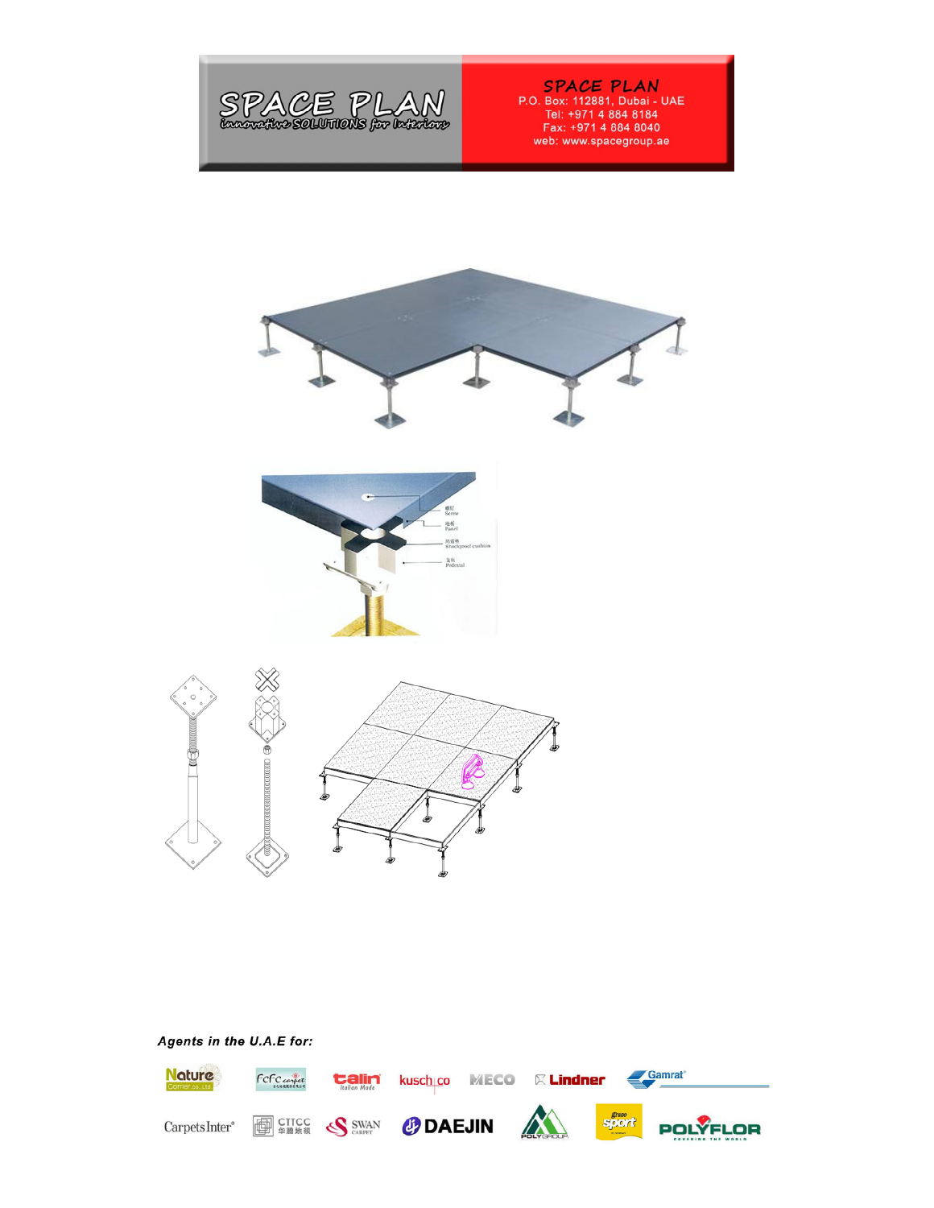SPACE PLAN

innovative SOLUTIONS for Interiors

SPACE PLAN
P.O. Box: 112881, Dubai - UAE
Tel: +971 4 884 8184
Fax: +971 4 884 8040
web: www.spacegroup.ae

螺钉
Screw

地板
Panel

防震垫
Shockproof cushion

支座
Pedestal

***Agents in the U.A.E for:***

Nature Corner co.,Ltd · Fofc carpet · talin Italian Made · kusch+co · MECO · Lindner · Gamrat

CarpetsInter · CITCC · SWAN CARPET · DAEJIN · POLYGROUP · grupo sport · POLYFLOR COVERING THE WORLD